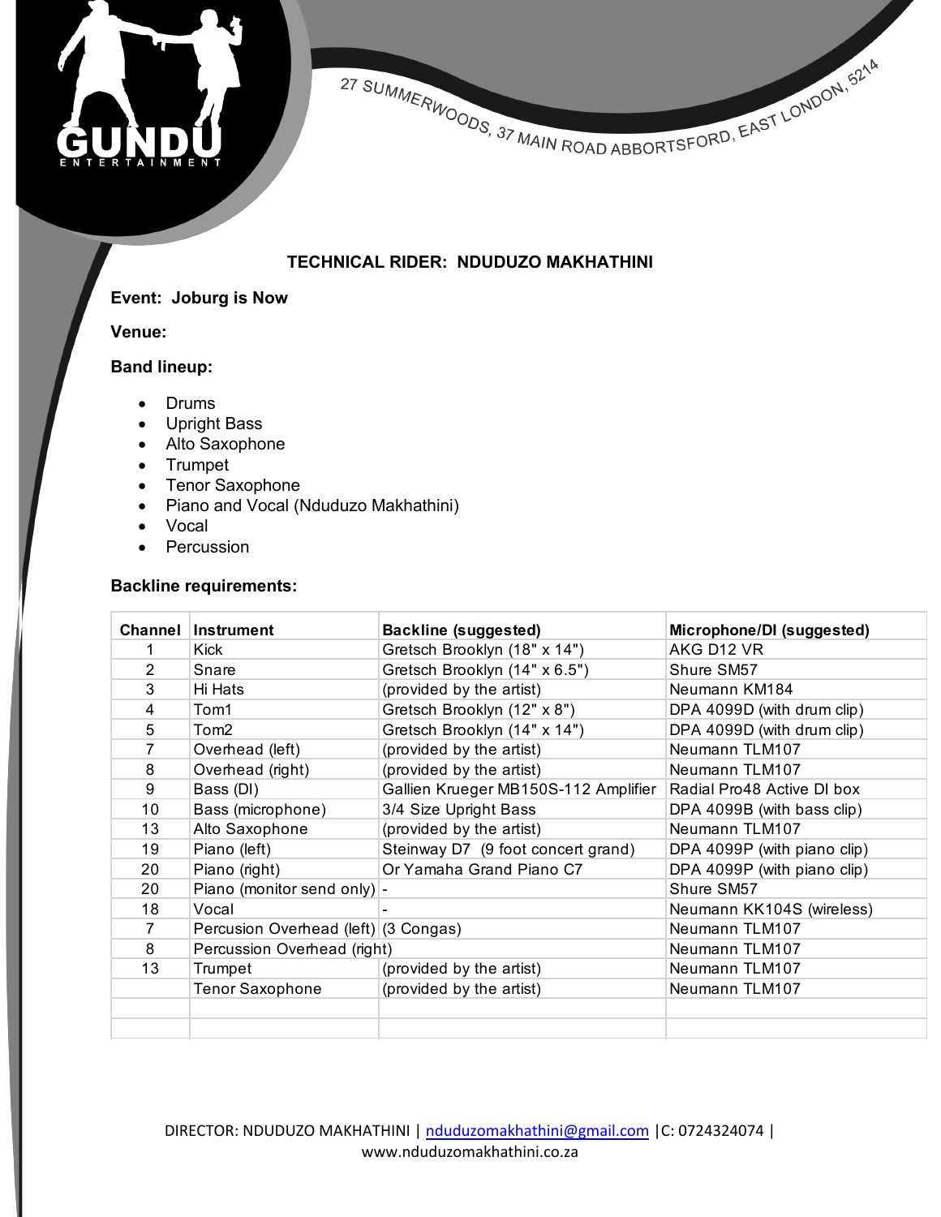GUNDU ENTERTAINMENT

27 SUMMERWOODS, 37 MAIN ROAD ABBORTSFORD, EAST LONDON, 5214

## TECHNICAL RIDER: NDUDUZO MAKHATHINI

**Event: Joburg is Now**

**Venue:**

**Band lineup:**

- Drums
- Upright Bass
- Alto Saxophone
- Trumpet
- Tenor Saxophone
- Piano and Vocal (Nduduzo Makhathini)
- Vocal
- Percussion

**Backline requirements:**

| Channel | Instrument | Backline (suggested) | Microphone/DI (suggested) |
|---|---|---|---|
| 1 | Kick | Gretsch Brooklyn (18" x 14") | AKG D12 VR |
| 2 | Snare | Gretsch Brooklyn (14" x 6.5") | Shure SM57 |
| 3 | Hi Hats | (provided by the artist) | Neumann KM184 |
| 4 | Tom1 | Gretsch Brooklyn (12" x 8") | DPA 4099D (with drum clip) |
| 5 | Tom2 | Gretsch Brooklyn (14" x 14") | DPA 4099D (with drum clip) |
| 7 | Overhead (left) | (provided by the artist) | Neumann TLM107 |
| 8 | Overhead (right) | (provided by the artist) | Neumann TLM107 |
| 9 | Bass (DI) | Gallien Krueger MB150S-112 Amplifier | Radial Pro48 Active DI box |
| 10 | Bass (microphone) | 3/4 Size Upright Bass | DPA 4099B (with bass clip) |
| 13 | Alto Saxophone | (provided by the artist) | Neumann TLM107 |
| 19 | Piano (left) | Steinway D7 (9 foot concert grand) | DPA 4099P (with piano clip) |
| 20 | Piano (right) | Or Yamaha Grand Piano C7 | DPA 4099P (with piano clip) |
| 20 | Piano (monitor send only) | - | Shure SM57 |
| 18 | Vocal | - | Neumann KK104S (wireless) |
| 7 | Percusion Overhead (left) | (3 Congas) | Neumann TLM107 |
| 8 | Percussion Overhead (right) | | Neumann TLM107 |
| 13 | Trumpet | (provided by the artist) | Neumann TLM107 |
| | Tenor Saxophone | (provided by the artist) | Neumann TLM107 |
| | | | |
| | | | |

DIRECTOR: NDUDUZO MAKHATHINI | nduduzomakhathini@gmail.com |C: 0724324074 | www.nduduzomakhathini.co.za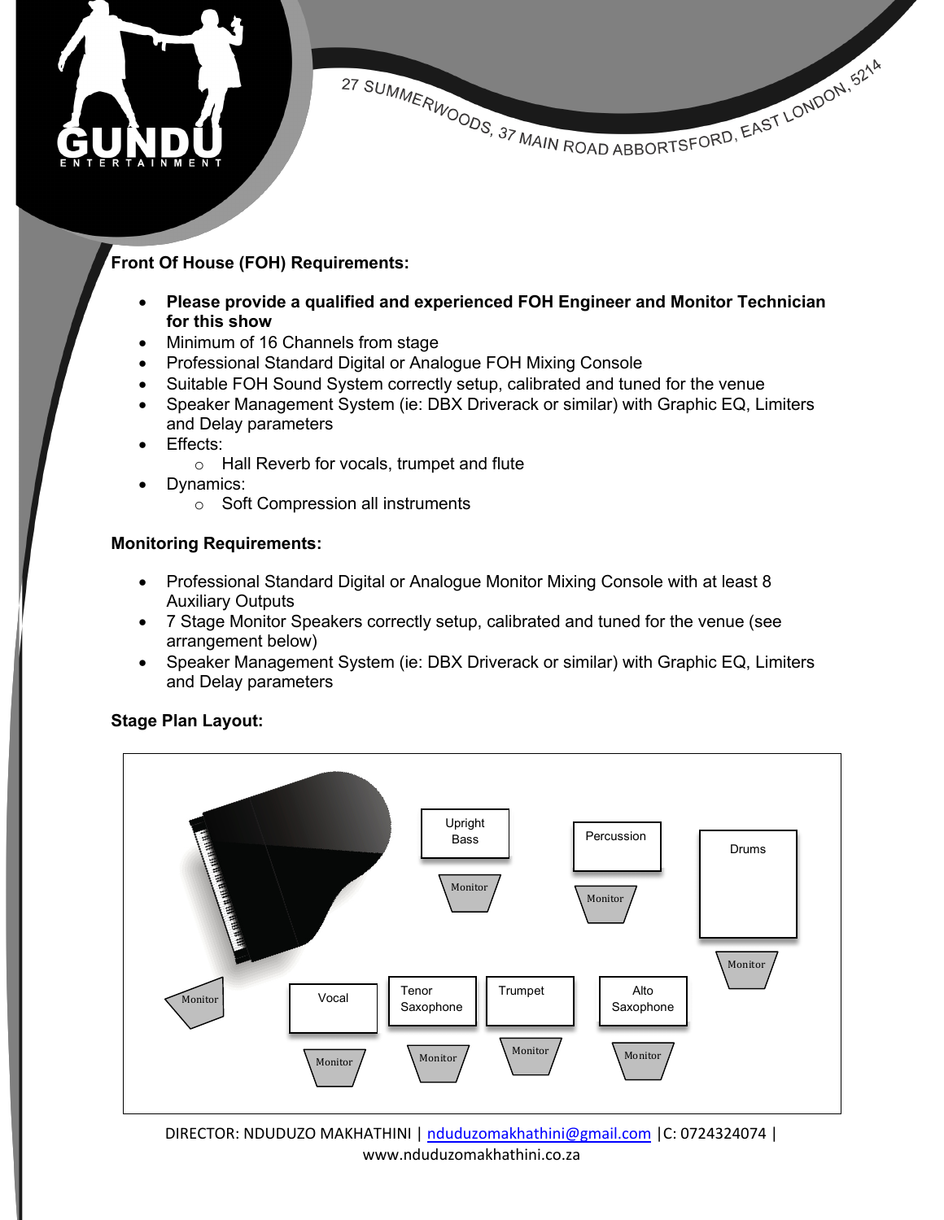**Front Of House (FOH) Requirements:**

- **Please provide a qualified and experienced FOH Engineer and Monitor Technician for this show**
- Minimum of 16 Channels from stage
- Professional Standard Digital or Analogue FOH Mixing Console
- Suitable FOH Sound System correctly setup, calibrated and tuned for the venue
- Speaker Management System (ie: DBX Driverack or similar) with Graphic EQ, Limiters and Delay parameters
- Effects:
  - Hall Reverb for vocals, trumpet and flute
- Dynamics:
  - Soft Compression all instruments

**Monitoring Requirements:**

- Professional Standard Digital or Analogue Monitor Mixing Console with at least 8 Auxiliary Outputs
- 7 Stage Monitor Speakers correctly setup, calibrated and tuned for the venue (see arrangement below)
- Speaker Management System (ie: DBX Driverack or similar) with Graphic EQ, Limiters and Delay parameters

**Stage Plan Layout:**

Upright Bass
Percussion
Drums
Monitor
Monitor
Monitor
Monitor
Vocal
Tenor Saxophone
Trumpet
Alto Saxophone
Monitor
Monitor
Monitor
Monitor

DIRECTOR: NDUDUZO MAKHATHINI | nduduzomakhathini@gmail.com |C: 0724324074 | www.nduduzomakhathini.co.za